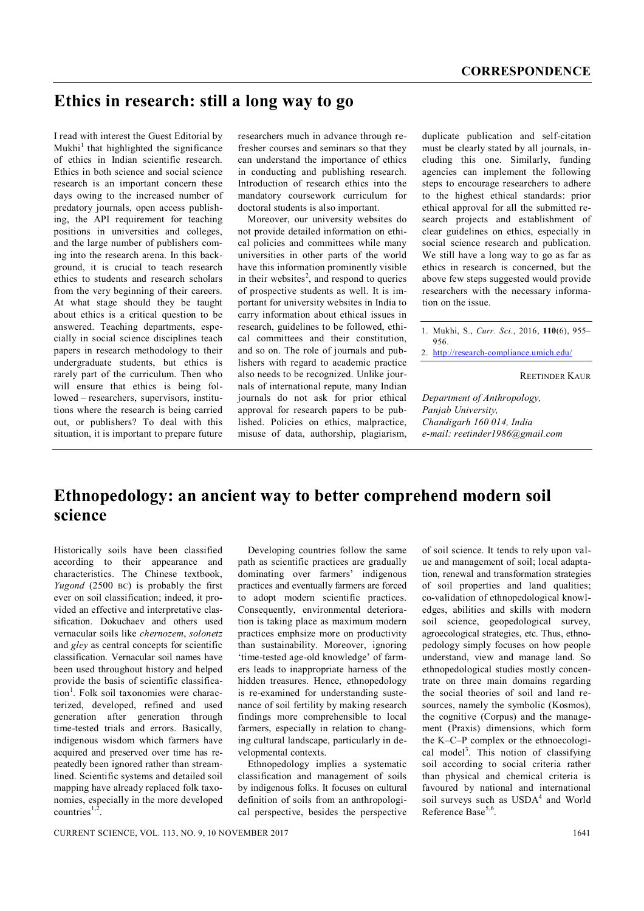## CORRESPONDENCE

# Ethics in research: still a long way to go

I read with interest the Guest Editorial by Mukhi[1] that highlighted the significance of ethics in Indian scientific research. Ethics in both science and social science research is an important concern these days owing to the increased number of predatory journals, open access publishing, the API requirement for teaching positions in universities and colleges, and the large number of publishers coming into the research arena. In this background, it is crucial to teach research ethics to students and research scholars from the very beginning of their careers. At what stage should they be taught about ethics is a critical question to be answered. Teaching departments, especially in social science disciplines teach papers in research methodology to their undergraduate students, but ethics is rarely part of the curriculum. Then who will ensure that ethics is being followed – researchers, supervisors, institutions where the research is being carried out, or publishers? To deal with this situation, it is important to prepare future researchers much in advance through refresher courses and seminars so that they can understand the importance of ethics in conducting and publishing research. Introduction of research ethics into the mandatory coursework curriculum for doctoral students is also important.

Moreover, our university websites do not provide detailed information on ethical policies and committees while many universities in other parts of the world have this information prominently visible in their websites[2], and respond to queries of prospective students as well. It is important for university websites in India to carry information about ethical issues in research, guidelines to be followed, ethical committees and their constitution, and so on. The role of journals and publishers with regard to academic practice also needs to be recognized. Unlike journals of international repute, many Indian journals do not ask for prior ethical approval for research papers to be published. Policies on ethics, malpractice, misuse of data, authorship, plagiarism, duplicate publication and self-citation must be clearly stated by all journals, including this one. Similarly, funding agencies can implement the following steps to encourage researchers to adhere to the highest ethical standards: prior ethical approval for all the submitted research projects and establishment of clear guidelines on ethics, especially in social science research and publication. We still have a long way to go as far as ethics in research is concerned, but the above few steps suggested would provide researchers with the necessary information on the issue.

1. Mukhi, S., *Curr. Sci.*, 2016, **110**(6), 955–956.
2. http://research-compliance.umich.edu/

REETINDER KAUR

*Department of Anthropology,*
*Panjab University,*
*Chandigarh 160 014, India*
*e-mail: reetinder1986@gmail.com*

# Ethnopedology: an ancient way to better comprehend modern soil science

Historically soils have been classified according to their appearance and characteristics. The Chinese textbook, *Yugond* (2500 BC) is probably the first ever on soil classification; indeed, it provided an effective and interpretative classification. Dokuchaev and others used vernacular soils like *chernozem*, *solonetz* and *gley* as central concepts for scientific classification. Vernacular soil names have been used throughout history and helped provide the basis of scientific classification[1]. Folk soil taxonomies were characterized, developed, refined and used generation after generation through time-tested trials and errors. Basically, indigenous wisdom which farmers have acquired and preserved over time has repeatedly been ignored rather than streamlined. Scientific systems and detailed soil mapping have already replaced folk taxonomies, especially in the more developed countries[1,2].

Developing countries follow the same path as scientific practices are gradually dominating over farmers' indigenous practices and eventually farmers are forced to adopt modern scientific practices. Consequently, environmental deterioration is taking place as maximum modern practices emphsize more on productivity than sustainability. Moreover, ignoring 'time-tested age-old knowledge' of farmers leads to inappropriate harness of the hidden treasures. Hence, ethnopedology is re-examined for understanding sustenance of soil fertility by making research findings more comprehensible to local farmers, especially in relation to changing cultural landscape, particularly in developmental contexts.

Ethnopedology implies a systematic classification and management of soils by indigenous folks. It focuses on cultural definition of soils from an anthropological perspective, besides the perspective of soil science. It tends to rely upon value and management of soil; local adaptation, renewal and transformation strategies of soil properties and land qualities; co-validation of ethnopedological knowledges, abilities and skills with modern soil science, geopedological survey, agroecological strategies, etc. Thus, ethnopedology simply focuses on how people understand, view and manage land. So ethnopedological studies mostly concentrate on three main domains regarding the social theories of soil and land resources, namely the symbolic (Kosmos), the cognitive (Corpus) and the management (Praxis) dimensions, which form the K–C–P complex or the ethnoecological model[3]. This notion of classifying soil according to social criteria rather than physical and chemical criteria is favoured by national and international soil surveys such as USDA[4] and World Reference Base[5,6].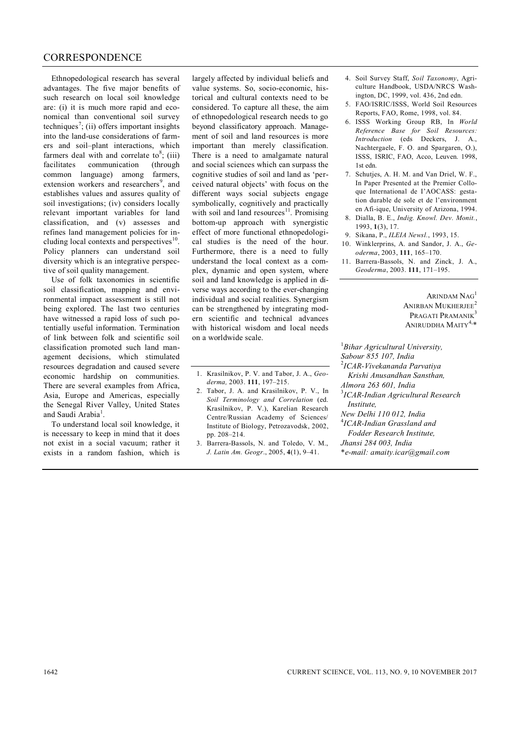Ethnopedological research has several advantages. The five major benefits of such research on local soil knowledge are: (i) it is much more rapid and economical than conventional soil survey techniques[7]; (ii) offers important insights into the land-use considerations of farmers and soil–plant interactions, which farmers deal with and correlate to[8]; (iii) facilitates communication (through common language) among farmers, extension workers and researchers[9], and establishes values and assures quality of soil investigations; (iv) considers locally relevant important variables for land classification, and (v) assesses and refines land management policies for including local contexts and perspectives[10]. Policy planners can understand soil diversity which is an integrative perspective of soil quality management.

Use of folk taxonomies in scientific soil classification, mapping and environmental impact assessment is still not being explored. The last two centuries have witnessed a rapid loss of such potentially useful information. Termination of link between folk and scientific soil classification promoted such land management decisions, which stimulated resources degradation and caused severe economic hardship on communities. There are several examples from Africa, Asia, Europe and Americas, especially the Senegal River Valley, United States and Saudi Arabia[1].

To understand local soil knowledge, it is necessary to keep in mind that it does not exist in a social vacuum; rather it exists in a random fashion, which is largely affected by individual beliefs and value systems. So, socio-economic, historical and cultural contexts need to be considered. To capture all these, the aim of ethnopedological research needs to go beyond classificatory approach. Management of soil and land resources is more important than merely classification. There is a need to amalgamate natural and social sciences which can surpass the cognitive studies of soil and land as 'perceived natural objects' with focus on the different ways social subjects engage symbolically, cognitively and practically with soil and land resources[11]. Promising bottom-up approach with synergistic effect of more functional ethnopedological studies is the need of the hour. Furthermore, there is a need to fully understand the local context as a complex, dynamic and open system, where soil and land knowledge is applied in diverse ways according to the ever-changing individual and social realities. Synergism can be strengthened by integrating modern scientific and technical advances with historical wisdom and local needs on a worldwide scale.

1. Krasilnikov, P. V. and Tabor, J. A., *Geoderma,* 2003. **111**, 197–215.
2. Tabor, J. A. and Krasilnikov, P. V., In *Soil Terminology and Correlation* (ed. Krasilnikov, P. V.), Karelian Research Centre/Russian Academy of Sciences/Institute of Biology, Petrozavodsk, 2002, pp. 208–214.
3. Barrera-Bassols, N. and Toledo, V. M., *J. Latin Am. Geogr*., 2005, **4**(1), 9–41.
4. Soil Survey Staff, *Soil Taxonomy*, Agriculture Handbook, USDA/NRCS Washington, DC, 1999, vol. 436, 2nd edn.
5. FAO/ISRIC/ISSS, World Soil Resources Reports, FAO, Rome, 1998, vol. 84.
6. ISSS Working Group RB, In *World Reference Base for Soil Resources: Introduction* (eds Deckers, J. A., Nachtergaele, F. O. and Spargaren, O.), ISSS, ISRIC, FAO, Acco, Leuven. 1998, 1st edn.
7. Schutjes, A. H. M. and Van Driel, W. F., In Paper Presented at the Premier Colloque International de I'AOCASS: gestation durable de sole et de l'environment en Afi-ique, University of Arizona, 1994.
8. Dialla, B. E., *Indig. Knowl. Dev. Monit.*, 1993, **1**(3), 17.
9. Sikana, P., *ILEIA Newsl.*, 1993, 15.
10. Winklerprins, A. and Sandor, J. A., *Geoderma*, 2003, **111**, 165–170.
11. Barrera-Bassols, N. and Zinck, J. A., *Geoderma*, 2003. **111**, 171–195.

ARINDAM NAG[1]
ANIRBAN MUKHERJEE[2]
PRAGATI PRAMANIK[3]
ANIRUDDHA MAITY[4,*]

[1]*Bihar Agricultural University, Sabour 855 107, India*
[2]*ICAR-Vivekananda Parvatiya Krishi Anusandhan Sansthan, Almora 263 601, India*
[3]*ICAR-Indian Agricultural Research Institute, New Delhi 110 012, India*
[4]*ICAR-Indian Grassland and Fodder Research Institute, Jhansi 284 003, India*
*\*e-mail: amaity.icar@gmail.com*